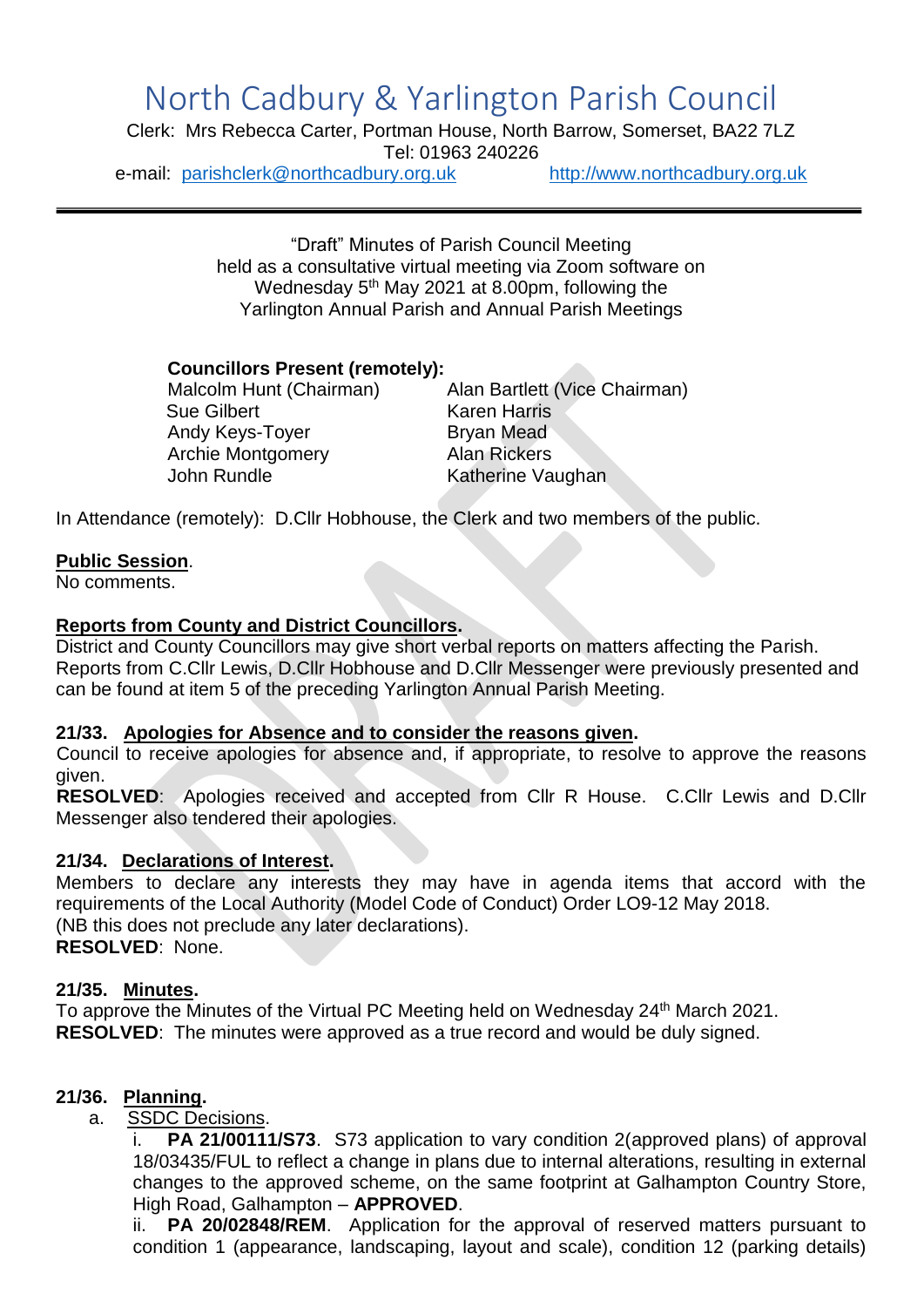# North Cadbury & Yarlington Parish Council

Clerk: Mrs Rebecca Carter, Portman House, North Barrow, Somerset, BA22 7LZ
Tel: 01963 240226
e-mail: parishclerk@northcadbury.org.uk http://www.northcadbury.org.uk

---

"Draft" Minutes of Parish Council Meeting
held as a consultative virtual meeting via Zoom software on
Wednesday 5th May 2021 at 8.00pm, following the
Yarlington Annual Parish and Annual Parish Meetings

**Councillors Present (remotely):**

| | |
|---|---|
| Malcolm Hunt (Chairman) | Alan Bartlett (Vice Chairman) |
| Sue Gilbert | Karen Harris |
| Andy Keys-Toyer | Bryan Mead |
| Archie Montgomery | Alan Rickers |
| John Rundle | Katherine Vaughan |

In Attendance (remotely): D.Cllr Hobhouse, the Clerk and two members of the public.

**Public Session**.
No comments.

**Reports from County and District Councillors.**
District and County Councillors may give short verbal reports on matters affecting the Parish. Reports from C.Cllr Lewis, D.Cllr Hobhouse and D.Cllr Messenger were previously presented and can be found at item 5 of the preceding Yarlington Annual Parish Meeting.

**21/33. Apologies for Absence and to consider the reasons given.**
Council to receive apologies for absence and, if appropriate, to resolve to approve the reasons given.
**RESOLVED**: Apologies received and accepted from Cllr R House. C.Cllr Lewis and D.Cllr Messenger also tendered their apologies.

**21/34. Declarations of Interest.**
Members to declare any interests they may have in agenda items that accord with the requirements of the Local Authority (Model Code of Conduct) Order LO9-12 May 2018.
(NB this does not preclude any later declarations).
**RESOLVED**: None.

**21/35. Minutes.**
To approve the Minutes of the Virtual PC Meeting held on Wednesday 24th March 2021.
**RESOLVED**: The minutes were approved as a true record and would be duly signed.

**21/36. Planning.**

a. SSDC Decisions.

i. **PA 21/00111/S73**. S73 application to vary condition 2(approved plans) of approval 18/03435/FUL to reflect a change in plans due to internal alterations, resulting in external changes to the approved scheme, on the same footprint at Galhampton Country Store, High Road, Galhampton – **APPROVED**.

ii. **PA 20/02848/REM**. Application for the approval of reserved matters pursuant to condition 1 (appearance, landscaping, layout and scale), condition 12 (parking details)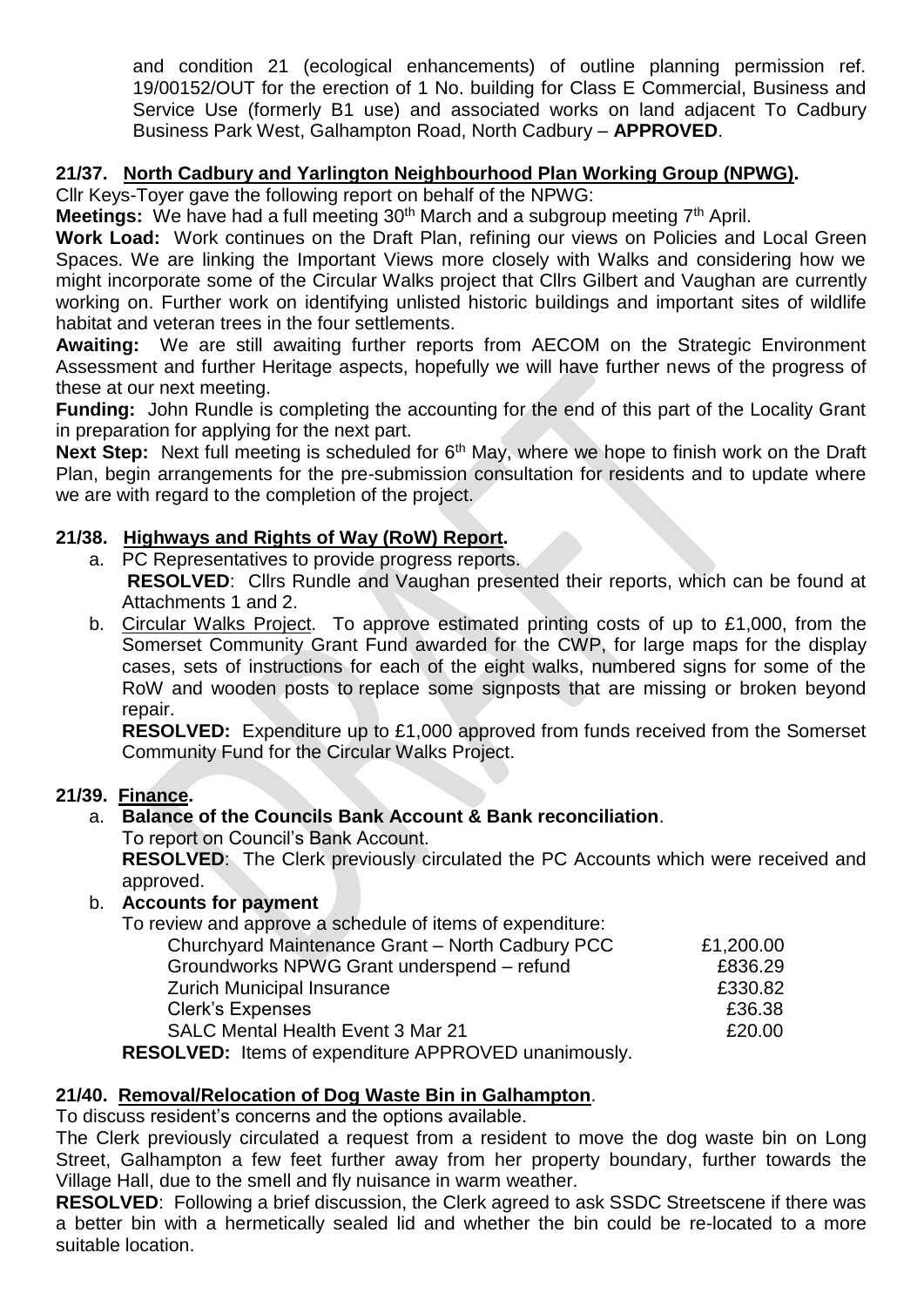and condition 21 (ecological enhancements) of outline planning permission ref. 19/00152/OUT for the erection of 1 No. building for Class E Commercial, Business and Service Use (formerly B1 use) and associated works on land adjacent To Cadbury Business Park West, Galhampton Road, North Cadbury – **APPROVED**.

## 21/37. North Cadbury and Yarlington Neighbourhood Plan Working Group (NPWG).

Cllr Keys-Toyer gave the following report on behalf of the NPWG:

**Meetings:** We have had a full meeting 30th March and a subgroup meeting 7th April.

**Work Load:** Work continues on the Draft Plan, refining our views on Policies and Local Green Spaces. We are linking the Important Views more closely with Walks and considering how we might incorporate some of the Circular Walks project that Cllrs Gilbert and Vaughan are currently working on. Further work on identifying unlisted historic buildings and important sites of wildlife habitat and veteran trees in the four settlements.

**Awaiting:** We are still awaiting further reports from AECOM on the Strategic Environment Assessment and further Heritage aspects, hopefully we will have further news of the progress of these at our next meeting.

**Funding:** John Rundle is completing the accounting for the end of this part of the Locality Grant in preparation for applying for the next part.

**Next Step:** Next full meeting is scheduled for 6th May, where we hope to finish work on the Draft Plan, begin arrangements for the pre-submission consultation for residents and to update where we are with regard to the completion of the project.

## 21/38. Highways and Rights of Way (RoW) Report.

a. PC Representatives to provide progress reports.
   **RESOLVED**: Cllrs Rundle and Vaughan presented their reports, which can be found at Attachments 1 and 2.

b. Circular Walks Project. To approve estimated printing costs of up to £1,000, from the Somerset Community Grant Fund awarded for the CWP, for large maps for the display cases, sets of instructions for each of the eight walks, numbered signs for some of the RoW and wooden posts to replace some signposts that are missing or broken beyond repair.
   **RESOLVED:** Expenditure up to £1,000 approved from funds received from the Somerset Community Fund for the Circular Walks Project.

## 21/39. Finance.

a. **Balance of the Councils Bank Account & Bank reconciliation**.
   To report on Council's Bank Account.
   **RESOLVED**: The Clerk previously circulated the PC Accounts which were received and approved.

b. **Accounts for payment**
   To review and approve a schedule of items of expenditure:

| Item | Amount |
|---|---|
| Churchyard Maintenance Grant – North Cadbury PCC | £1,200.00 |
| Groundworks NPWG Grant underspend – refund | £836.29 |
| Zurich Municipal Insurance | £330.82 |
| Clerk's Expenses | £36.38 |
| SALC Mental Health Event 3 Mar 21 | £20.00 |

   **RESOLVED:** Items of expenditure APPROVED unanimously.

## 21/40. Removal/Relocation of Dog Waste Bin in Galhampton.

To discuss resident's concerns and the options available.

The Clerk previously circulated a request from a resident to move the dog waste bin on Long Street, Galhampton a few feet further away from her property boundary, further towards the Village Hall, due to the smell and fly nuisance in warm weather.

**RESOLVED**: Following a brief discussion, the Clerk agreed to ask SSDC Streetscene if there was a better bin with a hermetically sealed lid and whether the bin could be re-located to a more suitable location.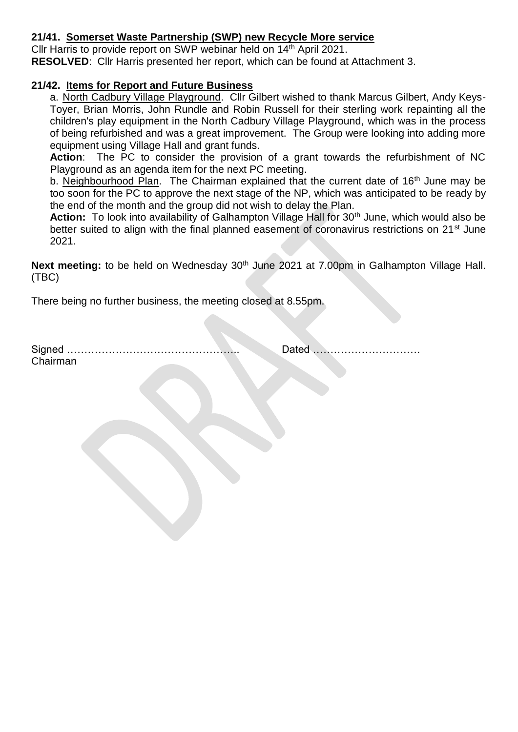**21/41. Somerset Waste Partnership (SWP) new Recycle More service**

Cllr Harris to provide report on SWP webinar held on 14th April 2021.

**RESOLVED**: Cllr Harris presented her report, which can be found at Attachment 3.

**21/42. Items for Report and Future Business**

a. North Cadbury Village Playground. Cllr Gilbert wished to thank Marcus Gilbert, Andy Keys-Toyer, Brian Morris, John Rundle and Robin Russell for their sterling work repainting all the children's play equipment in the North Cadbury Village Playground, which was in the process of being refurbished and was a great improvement. The Group were looking into adding more equipment using Village Hall and grant funds.

**Action**: The PC to consider the provision of a grant towards the refurbishment of NC Playground as an agenda item for the next PC meeting.

b. Neighbourhood Plan. The Chairman explained that the current date of 16th June may be too soon for the PC to approve the next stage of the NP, which was anticipated to be ready by the end of the month and the group did not wish to delay the Plan.

**Action:** To look into availability of Galhampton Village Hall for 30th June, which would also be better suited to align with the final planned easement of coronavirus restrictions on 21st June 2021.

**Next meeting:** to be held on Wednesday 30th June 2021 at 7.00pm in Galhampton Village Hall. (TBC)

There being no further business, the meeting closed at 8.55pm.

Signed ………………………………………….. Dated …………………………
Chairman